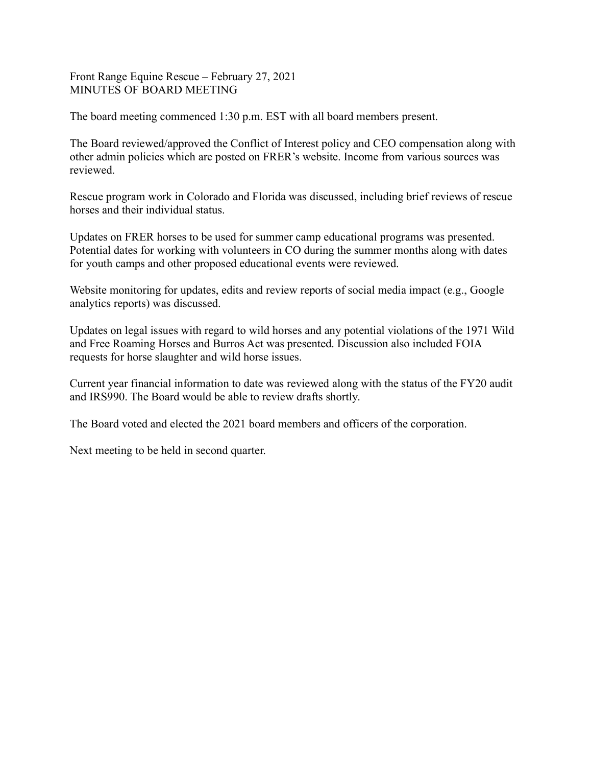Front Range Equine Rescue – February 27, 2021
MINUTES OF BOARD MEETING

The board meeting commenced 1:30 p.m. EST with all board members present.

The Board reviewed/approved the Conflict of Interest policy and CEO compensation along with other admin policies which are posted on FRER's website. Income from various sources was reviewed.

Rescue program work in Colorado and Florida was discussed, including brief reviews of rescue horses and their individual status.

Updates on FRER horses to be used for summer camp educational programs was presented. Potential dates for working with volunteers in CO during the summer months along with dates for youth camps and other proposed educational events were reviewed.

Website monitoring for updates, edits and review reports of social media impact (e.g., Google analytics reports) was discussed.

Updates on legal issues with regard to wild horses and any potential violations of the 1971 Wild and Free Roaming Horses and Burros Act was presented. Discussion also included FOIA requests for horse slaughter and wild horse issues.

Current year financial information to date was reviewed along with the status of the FY20 audit and IRS990. The Board would be able to review drafts shortly.

The Board voted and elected the 2021 board members and officers of the corporation.

Next meeting to be held in second quarter.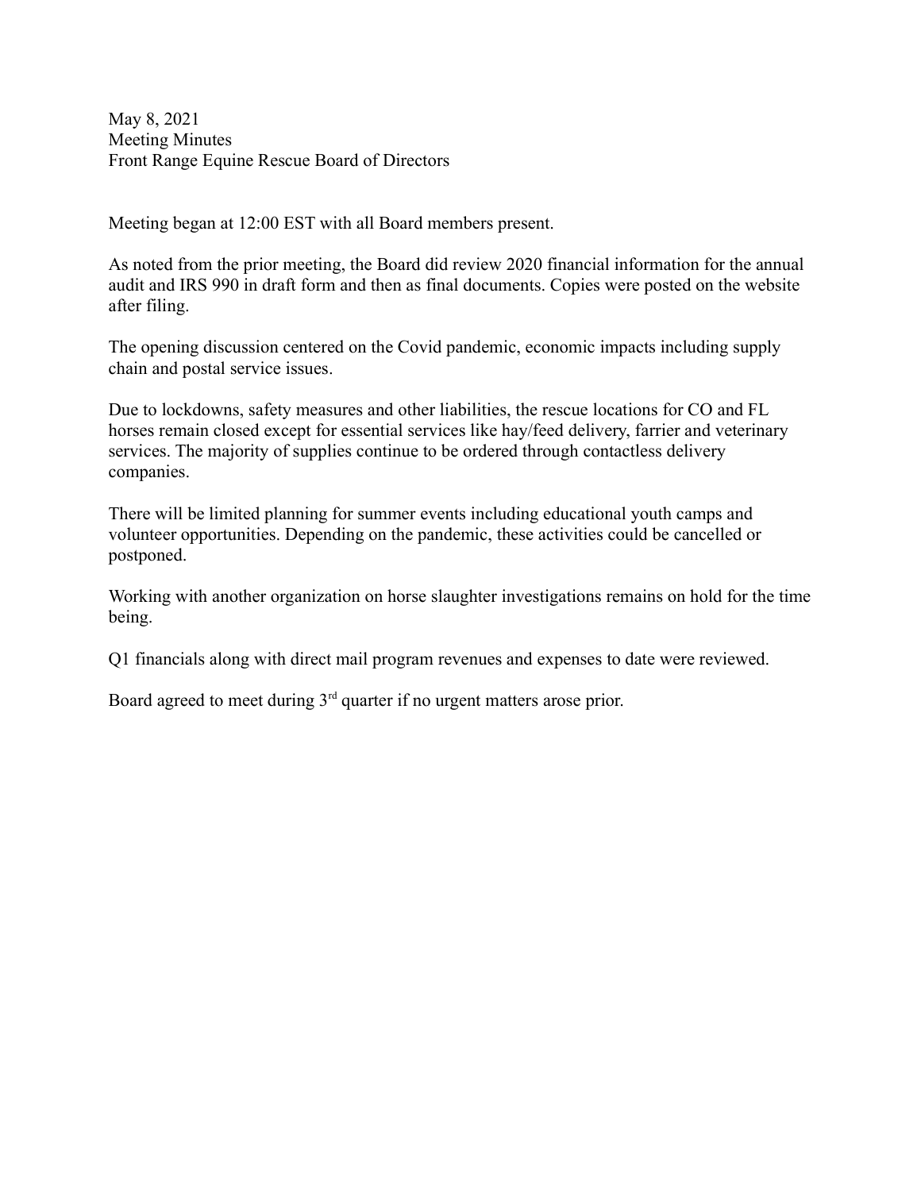May 8, 2021
Meeting Minutes
Front Range Equine Rescue Board of Directors

Meeting began at 12:00 EST with all Board members present.

As noted from the prior meeting, the Board did review 2020 financial information for the annual audit and IRS 990 in draft form and then as final documents. Copies were posted on the website after filing.

The opening discussion centered on the Covid pandemic, economic impacts including supply chain and postal service issues.

Due to lockdowns, safety measures and other liabilities, the rescue locations for CO and FL horses remain closed except for essential services like hay/feed delivery, farrier and veterinary services. The majority of supplies continue to be ordered through contactless delivery companies.

There will be limited planning for summer events including educational youth camps and volunteer opportunities. Depending on the pandemic, these activities could be cancelled or postponed.

Working with another organization on horse slaughter investigations remains on hold for the time being.

Q1 financials along with direct mail program revenues and expenses to date were reviewed.

Board agreed to meet during 3rd quarter if no urgent matters arose prior.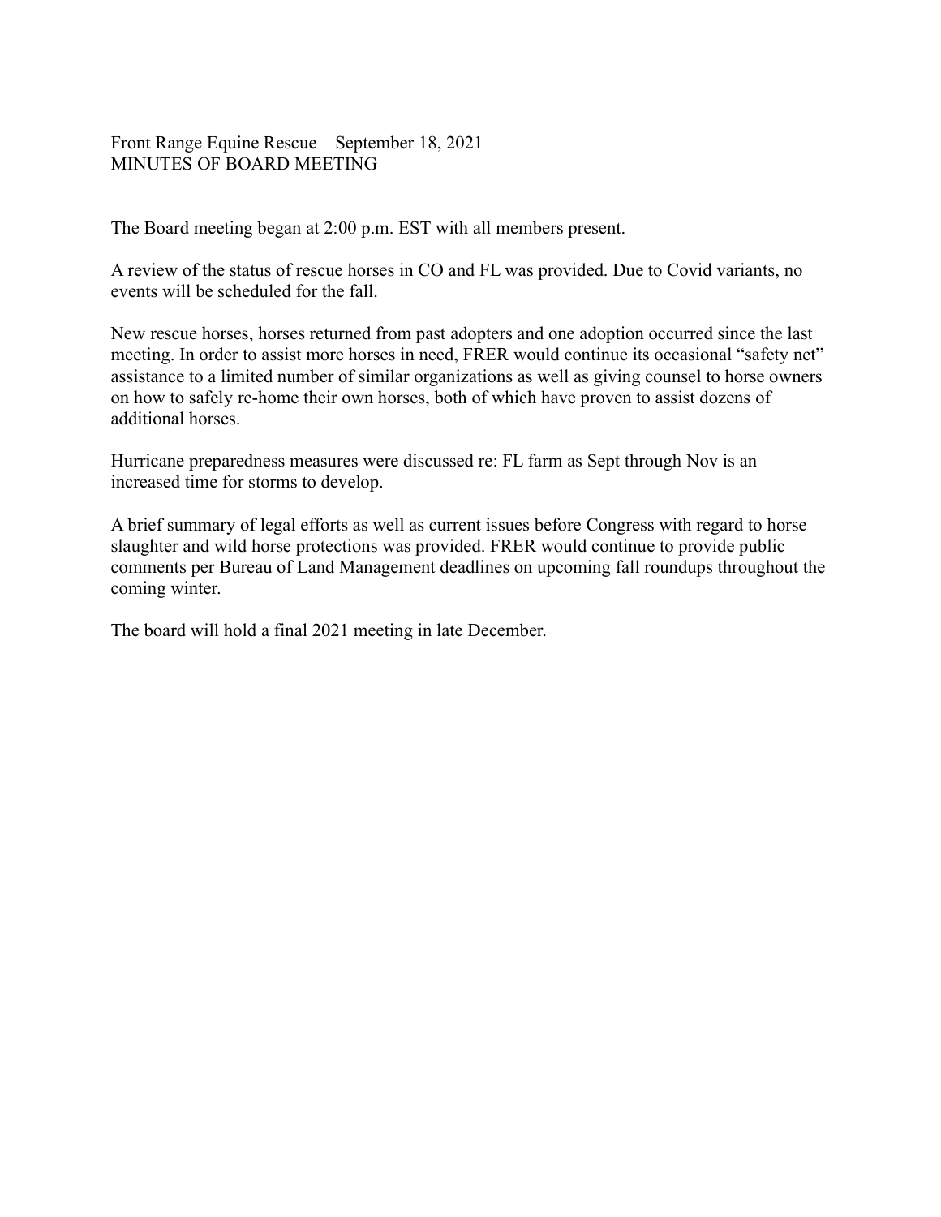Front Range Equine Rescue – September 18, 2021
MINUTES OF BOARD MEETING

The Board meeting began at 2:00 p.m. EST with all members present.

A review of the status of rescue horses in CO and FL was provided. Due to Covid variants, no events will be scheduled for the fall.

New rescue horses, horses returned from past adopters and one adoption occurred since the last meeting. In order to assist more horses in need, FRER would continue its occasional "safety net" assistance to a limited number of similar organizations as well as giving counsel to horse owners on how to safely re-home their own horses, both of which have proven to assist dozens of additional horses.

Hurricane preparedness measures were discussed re: FL farm as Sept through Nov is an increased time for storms to develop.

A brief summary of legal efforts as well as current issues before Congress with regard to horse slaughter and wild horse protections was provided. FRER would continue to provide public comments per Bureau of Land Management deadlines on upcoming fall roundups throughout the coming winter.

The board will hold a final 2021 meeting in late December.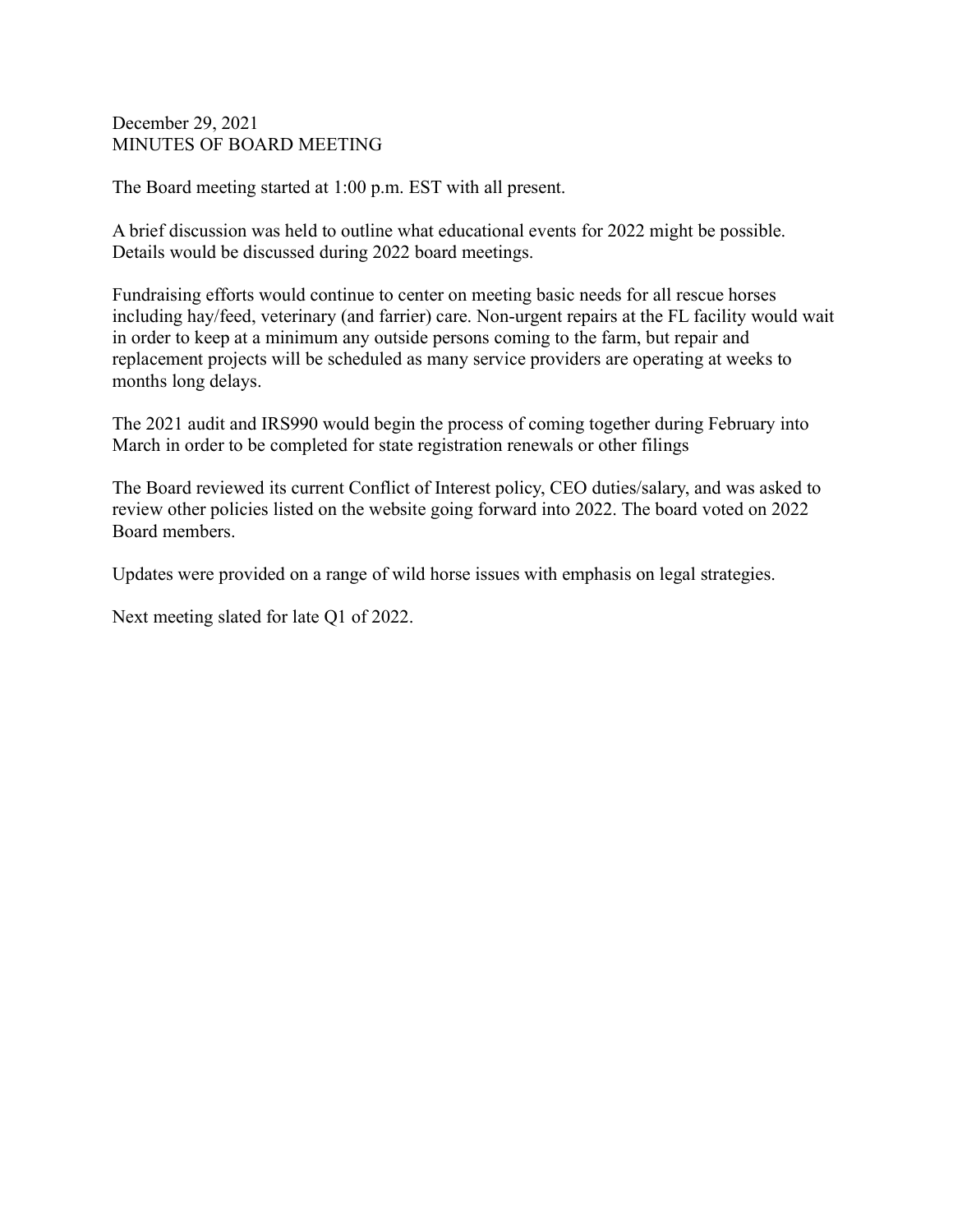December 29, 2021
MINUTES OF BOARD MEETING

The Board meeting started at 1:00 p.m. EST with all present.

A brief discussion was held to outline what educational events for 2022 might be possible. Details would be discussed during 2022 board meetings.

Fundraising efforts would continue to center on meeting basic needs for all rescue horses including hay/feed, veterinary (and farrier) care. Non-urgent repairs at the FL facility would wait in order to keep at a minimum any outside persons coming to the farm, but repair and replacement projects will be scheduled as many service providers are operating at weeks to months long delays.

The 2021 audit and IRS990 would begin the process of coming together during February into March in order to be completed for state registration renewals or other filings

The Board reviewed its current Conflict of Interest policy, CEO duties/salary, and was asked to review other policies listed on the website going forward into 2022. The board voted on 2022 Board members.

Updates were provided on a range of wild horse issues with emphasis on legal strategies.

Next meeting slated for late Q1 of 2022.